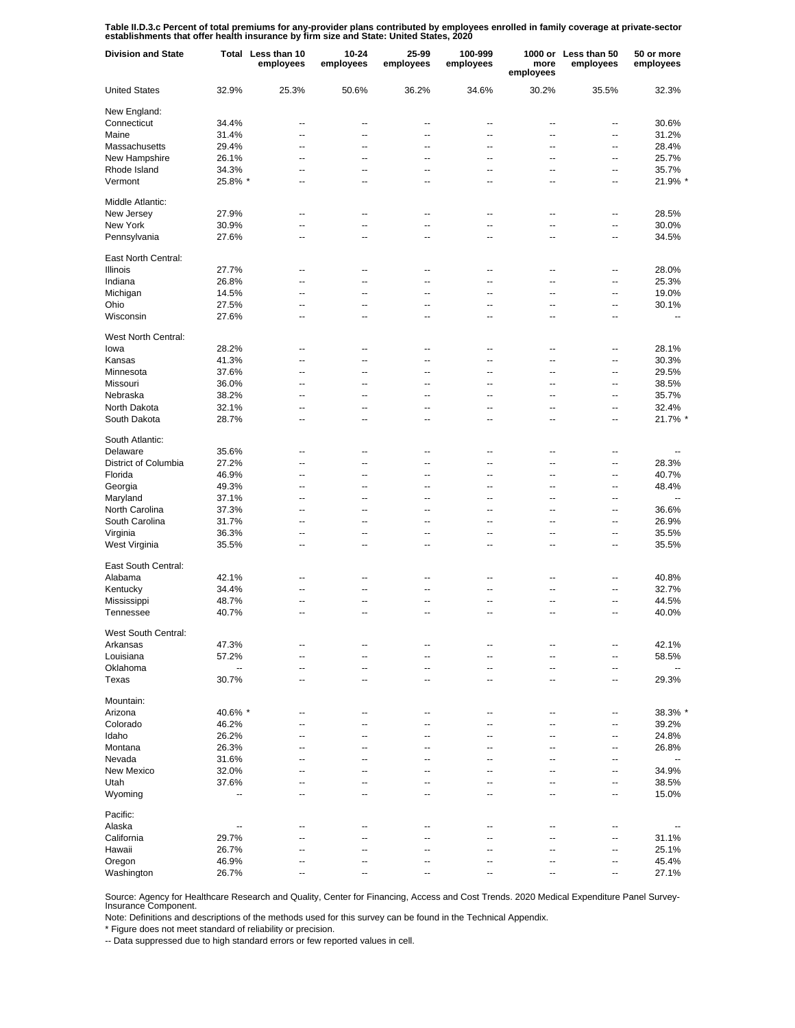**Table II.D.3.c Percent of total premiums for any-provider plans contributed by employees enrolled in family coverage at private-sector establishments that offer health insurance by firm size and State: United States, 2020**

| Division and State | Total | Less than 10 employees | 10-24 employees | 25-99 employees | 100-999 employees | 1000 or more employees | Less than 50 employees | 50 or more employees |
|---|---|---|---|---|---|---|---|---|
| United States | 32.9% | 25.3% | 50.6% | 36.2% | 34.6% | 30.2% | 35.5% | 32.3% |
| New England: | | | | | | | | |
| Connecticut | 34.4% | -- | -- | -- | -- | -- | -- | 30.6% |
| Maine | 31.4% | -- | -- | -- | -- | -- | -- | 31.2% |
| Massachusetts | 29.4% | -- | -- | -- | -- | -- | -- | 28.4% |
| New Hampshire | 26.1% | -- | -- | -- | -- | -- | -- | 25.7% |
| Rhode Island | 34.3% | -- | -- | -- | -- | -- | -- | 35.7% |
| Vermont | 25.8% * | -- | -- | -- | -- | -- | -- | 21.9% * |
| Middle Atlantic: | | | | | | | | |
| New Jersey | 27.9% | -- | -- | -- | -- | -- | -- | 28.5% |
| New York | 30.9% | -- | -- | -- | -- | -- | -- | 30.0% |
| Pennsylvania | 27.6% | -- | -- | -- | -- | -- | -- | 34.5% |
| East North Central: | | | | | | | | |
| Illinois | 27.7% | -- | -- | -- | -- | -- | -- | 28.0% |
| Indiana | 26.8% | -- | -- | -- | -- | -- | -- | 25.3% |
| Michigan | 14.5% | -- | -- | -- | -- | -- | -- | 19.0% |
| Ohio | 27.5% | -- | -- | -- | -- | -- | -- | 30.1% |
| Wisconsin | 27.6% | -- | -- | -- | -- | -- | -- | -- |
| West North Central: | | | | | | | | |
| Iowa | 28.2% | -- | -- | -- | -- | -- | -- | 28.1% |
| Kansas | 41.3% | -- | -- | -- | -- | -- | -- | 30.3% |
| Minnesota | 37.6% | -- | -- | -- | -- | -- | -- | 29.5% |
| Missouri | 36.0% | -- | -- | -- | -- | -- | -- | 38.5% |
| Nebraska | 38.2% | -- | -- | -- | -- | -- | -- | 35.7% |
| North Dakota | 32.1% | -- | -- | -- | -- | -- | -- | 32.4% |
| South Dakota | 28.7% | -- | -- | -- | -- | -- | -- | 21.7% * |
| South Atlantic: | | | | | | | | |
| Delaware | 35.6% | -- | -- | -- | -- | -- | -- | -- |
| District of Columbia | 27.2% | -- | -- | -- | -- | -- | -- | 28.3% |
| Florida | 46.9% | -- | -- | -- | -- | -- | -- | 40.7% |
| Georgia | 49.3% | -- | -- | -- | -- | -- | -- | 48.4% |
| Maryland | 37.1% | -- | -- | -- | -- | -- | -- | -- |
| North Carolina | 37.3% | -- | -- | -- | -- | -- | -- | 36.6% |
| South Carolina | 31.7% | -- | -- | -- | -- | -- | -- | 26.9% |
| Virginia | 36.3% | -- | -- | -- | -- | -- | -- | 35.5% |
| West Virginia | 35.5% | -- | -- | -- | -- | -- | -- | 35.5% |
| East South Central: | | | | | | | | |
| Alabama | 42.1% | -- | -- | -- | -- | -- | -- | 40.8% |
| Kentucky | 34.4% | -- | -- | -- | -- | -- | -- | 32.7% |
| Mississippi | 48.7% | -- | -- | -- | -- | -- | -- | 44.5% |
| Tennessee | 40.7% | -- | -- | -- | -- | -- | -- | 40.0% |
| West South Central: | | | | | | | | |
| Arkansas | 47.3% | -- | -- | -- | -- | -- | -- | 42.1% |
| Louisiana | 57.2% | -- | -- | -- | -- | -- | -- | 58.5% |
| Oklahoma | -- | -- | -- | -- | -- | -- | -- | -- |
| Texas | 30.7% | -- | -- | -- | -- | -- | -- | 29.3% |
| Mountain: | | | | | | | | |
| Arizona | 40.6% * | -- | -- | -- | -- | -- | -- | 38.3% * |
| Colorado | 46.2% | -- | -- | -- | -- | -- | -- | 39.2% |
| Idaho | 26.2% | -- | -- | -- | -- | -- | -- | 24.8% |
| Montana | 26.3% | -- | -- | -- | -- | -- | -- | 26.8% |
| Nevada | 31.6% | -- | -- | -- | -- | -- | -- | -- |
| New Mexico | 32.0% | -- | -- | -- | -- | -- | -- | 34.9% |
| Utah | 37.6% | -- | -- | -- | -- | -- | -- | 38.5% |
| Wyoming | -- | -- | -- | -- | -- | -- | -- | 15.0% |
| Pacific: | | | | | | | | |
| Alaska | -- | -- | -- | -- | -- | -- | -- | -- |
| California | 29.7% | -- | -- | -- | -- | -- | -- | 31.1% |
| Hawaii | 26.7% | -- | -- | -- | -- | -- | -- | 25.1% |
| Oregon | 46.9% | -- | -- | -- | -- | -- | -- | 45.4% |
| Washington | 26.7% | -- | -- | -- | -- | -- | -- | 27.1% |

Source: Agency for Healthcare Research and Quality, Center for Financing, Access and Cost Trends. 2020 Medical Expenditure Panel Survey-Insurance Component.

Note: Definitions and descriptions of the methods used for this survey can be found in the Technical Appendix.

* Figure does not meet standard of reliability or precision.

-- Data suppressed due to high standard errors or few reported values in cell.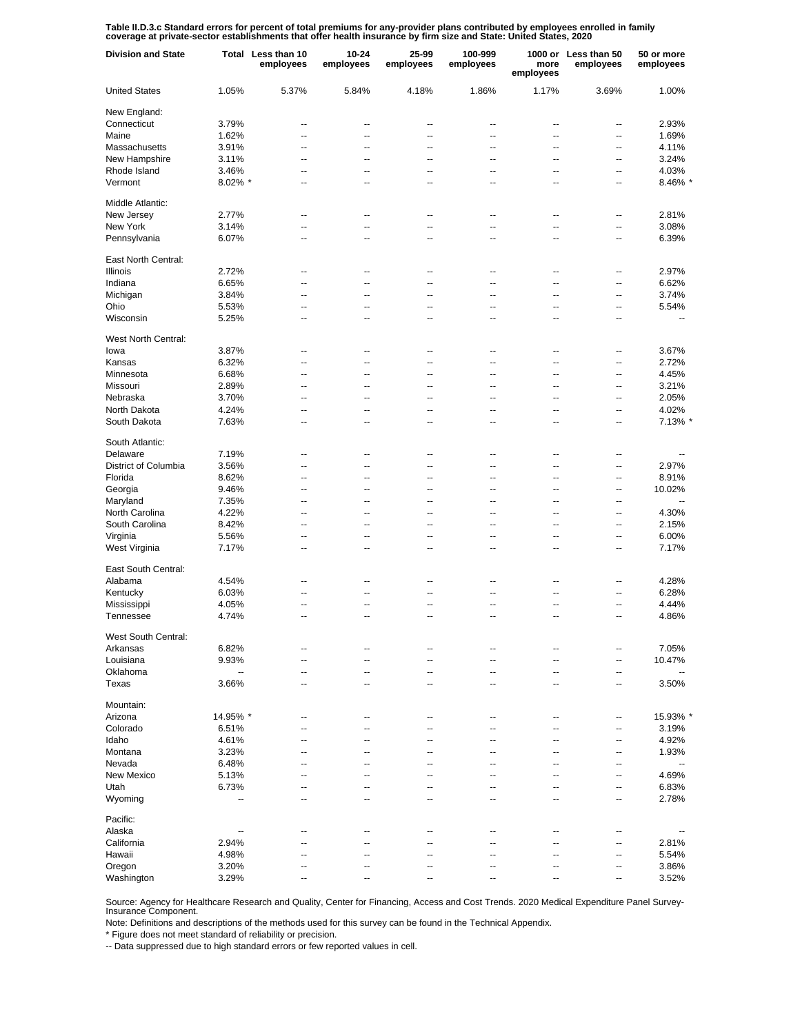**Table II.D.3.c Standard errors for percent of total premiums for any-provider plans contributed by employees enrolled in family coverage at private-sector establishments that offer health insurance by firm size and State: United States, 2020**

| Division and State | Total | Less than 10 employees | 10-24 employees | 25-99 employees | 100-999 employees | 1000 or more employees | Less than 50 employees | 50 or more employees |
|---|---|---|---|---|---|---|---|---|
| United States | 1.05% | 5.37% | 5.84% | 4.18% | 1.86% | 1.17% | 3.69% | 1.00% |
| New England: | | | | | | | | |
| Connecticut | 3.79% | -- | -- | -- | -- | -- | -- | 2.93% |
| Maine | 1.62% | -- | -- | -- | -- | -- | -- | 1.69% |
| Massachusetts | 3.91% | -- | -- | -- | -- | -- | -- | 4.11% |
| New Hampshire | 3.11% | -- | -- | -- | -- | -- | -- | 3.24% |
| Rhode Island | 3.46% | -- | -- | -- | -- | -- | -- | 4.03% |
| Vermont | 8.02% * | -- | -- | -- | -- | -- | -- | 8.46% * |
| Middle Atlantic: | | | | | | | | |
| New Jersey | 2.77% | -- | -- | -- | -- | -- | -- | 2.81% |
| New York | 3.14% | -- | -- | -- | -- | -- | -- | 3.08% |
| Pennsylvania | 6.07% | -- | -- | -- | -- | -- | -- | 6.39% |
| East North Central: | | | | | | | | |
| Illinois | 2.72% | -- | -- | -- | -- | -- | -- | 2.97% |
| Indiana | 6.65% | -- | -- | -- | -- | -- | -- | 6.62% |
| Michigan | 3.84% | -- | -- | -- | -- | -- | -- | 3.74% |
| Ohio | 5.53% | -- | -- | -- | -- | -- | -- | 5.54% |
| Wisconsin | 5.25% | -- | -- | -- | -- | -- | -- | -- |
| West North Central: | | | | | | | | |
| Iowa | 3.87% | -- | -- | -- | -- | -- | -- | 3.67% |
| Kansas | 6.32% | -- | -- | -- | -- | -- | -- | 2.72% |
| Minnesota | 6.68% | -- | -- | -- | -- | -- | -- | 4.45% |
| Missouri | 2.89% | -- | -- | -- | -- | -- | -- | 3.21% |
| Nebraska | 3.70% | -- | -- | -- | -- | -- | -- | 2.05% |
| North Dakota | 4.24% | -- | -- | -- | -- | -- | -- | 4.02% |
| South Dakota | 7.63% | -- | -- | -- | -- | -- | -- | 7.13% * |
| South Atlantic: | | | | | | | | |
| Delaware | 7.19% | -- | -- | -- | -- | -- | -- | -- |
| District of Columbia | 3.56% | -- | -- | -- | -- | -- | -- | 2.97% |
| Florida | 8.62% | -- | -- | -- | -- | -- | -- | 8.91% |
| Georgia | 9.46% | -- | -- | -- | -- | -- | -- | 10.02% |
| Maryland | 7.35% | -- | -- | -- | -- | -- | -- | -- |
| North Carolina | 4.22% | -- | -- | -- | -- | -- | -- | 4.30% |
| South Carolina | 8.42% | -- | -- | -- | -- | -- | -- | 2.15% |
| Virginia | 5.56% | -- | -- | -- | -- | -- | -- | 6.00% |
| West Virginia | 7.17% | -- | -- | -- | -- | -- | -- | 7.17% |
| East South Central: | | | | | | | | |
| Alabama | 4.54% | -- | -- | -- | -- | -- | -- | 4.28% |
| Kentucky | 6.03% | -- | -- | -- | -- | -- | -- | 6.28% |
| Mississippi | 4.05% | -- | -- | -- | -- | -- | -- | 4.44% |
| Tennessee | 4.74% | -- | -- | -- | -- | -- | -- | 4.86% |
| West South Central: | | | | | | | | |
| Arkansas | 6.82% | -- | -- | -- | -- | -- | -- | 7.05% |
| Louisiana | 9.93% | -- | -- | -- | -- | -- | -- | 10.47% |
| Oklahoma | -- | -- | -- | -- | -- | -- | -- | -- |
| Texas | 3.66% | -- | -- | -- | -- | -- | -- | 3.50% |
| Mountain: | | | | | | | | |
| Arizona | 14.95% * | -- | -- | -- | -- | -- | -- | 15.93% * |
| Colorado | 6.51% | -- | -- | -- | -- | -- | -- | 3.19% |
| Idaho | 4.61% | -- | -- | -- | -- | -- | -- | 4.92% |
| Montana | 3.23% | -- | -- | -- | -- | -- | -- | 1.93% |
| Nevada | 6.48% | -- | -- | -- | -- | -- | -- | -- |
| New Mexico | 5.13% | -- | -- | -- | -- | -- | -- | 4.69% |
| Utah | 6.73% | -- | -- | -- | -- | -- | -- | 6.83% |
| Wyoming | -- | -- | -- | -- | -- | -- | -- | 2.78% |
| Pacific: | | | | | | | | |
| Alaska | -- | -- | -- | -- | -- | -- | -- | -- |
| California | 2.94% | -- | -- | -- | -- | -- | -- | 2.81% |
| Hawaii | 4.98% | -- | -- | -- | -- | -- | -- | 5.54% |
| Oregon | 3.20% | -- | -- | -- | -- | -- | -- | 3.86% |
| Washington | 3.29% | -- | -- | -- | -- | -- | -- | 3.52% |

Source: Agency for Healthcare Research and Quality, Center for Financing, Access and Cost Trends. 2020 Medical Expenditure Panel Survey-Insurance Component.

Note: Definitions and descriptions of the methods used for this survey can be found in the Technical Appendix.

* Figure does not meet standard of reliability or precision.

-- Data suppressed due to high standard errors or few reported values in cell.